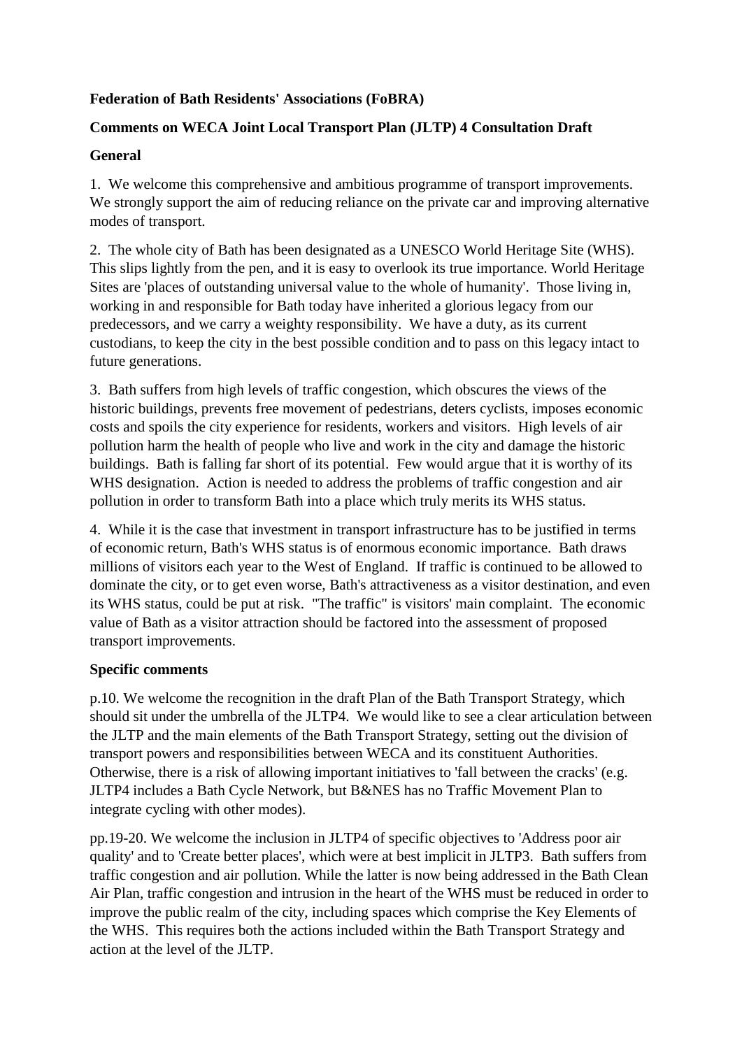**Federation of Bath Residents' Associations (FoBRA)**

**Comments on WECA Joint Local Transport Plan (JLTP) 4 Consultation Draft**

**General**

1. We welcome this comprehensive and ambitious programme of transport improvements. We strongly support the aim of reducing reliance on the private car and improving alternative modes of transport.

2. The whole city of Bath has been designated as a UNESCO World Heritage Site (WHS). This slips lightly from the pen, and it is easy to overlook its true importance. World Heritage Sites are 'places of outstanding universal value to the whole of humanity'. Those living in, working in and responsible for Bath today have inherited a glorious legacy from our predecessors, and we carry a weighty responsibility. We have a duty, as its current custodians, to keep the city in the best possible condition and to pass on this legacy intact to future generations.

3. Bath suffers from high levels of traffic congestion, which obscures the views of the historic buildings, prevents free movement of pedestrians, deters cyclists, imposes economic costs and spoils the city experience for residents, workers and visitors. High levels of air pollution harm the health of people who live and work in the city and damage the historic buildings. Bath is falling far short of its potential. Few would argue that it is worthy of its WHS designation. Action is needed to address the problems of traffic congestion and air pollution in order to transform Bath into a place which truly merits its WHS status.

4. While it is the case that investment in transport infrastructure has to be justified in terms of economic return, Bath's WHS status is of enormous economic importance. Bath draws millions of visitors each year to the West of England. If traffic is continued to be allowed to dominate the city, or to get even worse, Bath's attractiveness as a visitor destination, and even its WHS status, could be put at risk. "The traffic" is visitors' main complaint. The economic value of Bath as a visitor attraction should be factored into the assessment of proposed transport improvements.

**Specific comments**

p.10. We welcome the recognition in the draft Plan of the Bath Transport Strategy, which should sit under the umbrella of the JLTP4. We would like to see a clear articulation between the JLTP and the main elements of the Bath Transport Strategy, setting out the division of transport powers and responsibilities between WECA and its constituent Authorities. Otherwise, there is a risk of allowing important initiatives to 'fall between the cracks' (e.g. JLTP4 includes a Bath Cycle Network, but B&NES has no Traffic Movement Plan to integrate cycling with other modes).

pp.19-20. We welcome the inclusion in JLTP4 of specific objectives to 'Address poor air quality' and to 'Create better places', which were at best implicit in JLTP3. Bath suffers from traffic congestion and air pollution. While the latter is now being addressed in the Bath Clean Air Plan, traffic congestion and intrusion in the heart of the WHS must be reduced in order to improve the public realm of the city, including spaces which comprise the Key Elements of the WHS. This requires both the actions included within the Bath Transport Strategy and action at the level of the JLTP.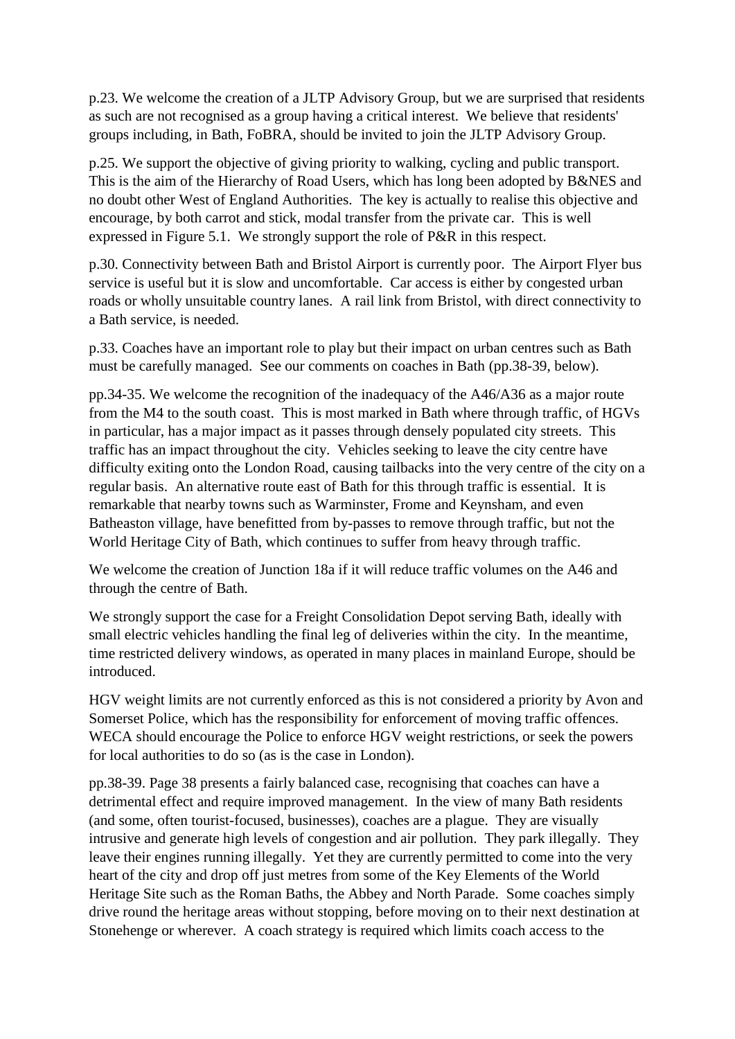p.23. We welcome the creation of a JLTP Advisory Group, but we are surprised that residents as such are not recognised as a group having a critical interest. We believe that residents' groups including, in Bath, FoBRA, should be invited to join the JLTP Advisory Group.

p.25. We support the objective of giving priority to walking, cycling and public transport. This is the aim of the Hierarchy of Road Users, which has long been adopted by B&NES and no doubt other West of England Authorities. The key is actually to realise this objective and encourage, by both carrot and stick, modal transfer from the private car. This is well expressed in Figure 5.1. We strongly support the role of P&R in this respect.

p.30. Connectivity between Bath and Bristol Airport is currently poor. The Airport Flyer bus service is useful but it is slow and uncomfortable. Car access is either by congested urban roads or wholly unsuitable country lanes. A rail link from Bristol, with direct connectivity to a Bath service, is needed.

p.33. Coaches have an important role to play but their impact on urban centres such as Bath must be carefully managed. See our comments on coaches in Bath (pp.38-39, below).

pp.34-35. We welcome the recognition of the inadequacy of the A46/A36 as a major route from the M4 to the south coast. This is most marked in Bath where through traffic, of HGVs in particular, has a major impact as it passes through densely populated city streets. This traffic has an impact throughout the city. Vehicles seeking to leave the city centre have difficulty exiting onto the London Road, causing tailbacks into the very centre of the city on a regular basis. An alternative route east of Bath for this through traffic is essential. It is remarkable that nearby towns such as Warminster, Frome and Keynsham, and even Batheaston village, have benefitted from by-passes to remove through traffic, but not the World Heritage City of Bath, which continues to suffer from heavy through traffic.

We welcome the creation of Junction 18a if it will reduce traffic volumes on the A46 and through the centre of Bath.

We strongly support the case for a Freight Consolidation Depot serving Bath, ideally with small electric vehicles handling the final leg of deliveries within the city. In the meantime, time restricted delivery windows, as operated in many places in mainland Europe, should be introduced.

HGV weight limits are not currently enforced as this is not considered a priority by Avon and Somerset Police, which has the responsibility for enforcement of moving traffic offences. WECA should encourage the Police to enforce HGV weight restrictions, or seek the powers for local authorities to do so (as is the case in London).

pp.38-39. Page 38 presents a fairly balanced case, recognising that coaches can have a detrimental effect and require improved management. In the view of many Bath residents (and some, often tourist-focused, businesses), coaches are a plague. They are visually intrusive and generate high levels of congestion and air pollution. They park illegally. They leave their engines running illegally. Yet they are currently permitted to come into the very heart of the city and drop off just metres from some of the Key Elements of the World Heritage Site such as the Roman Baths, the Abbey and North Parade. Some coaches simply drive round the heritage areas without stopping, before moving on to their next destination at Stonehenge or wherever. A coach strategy is required which limits coach access to the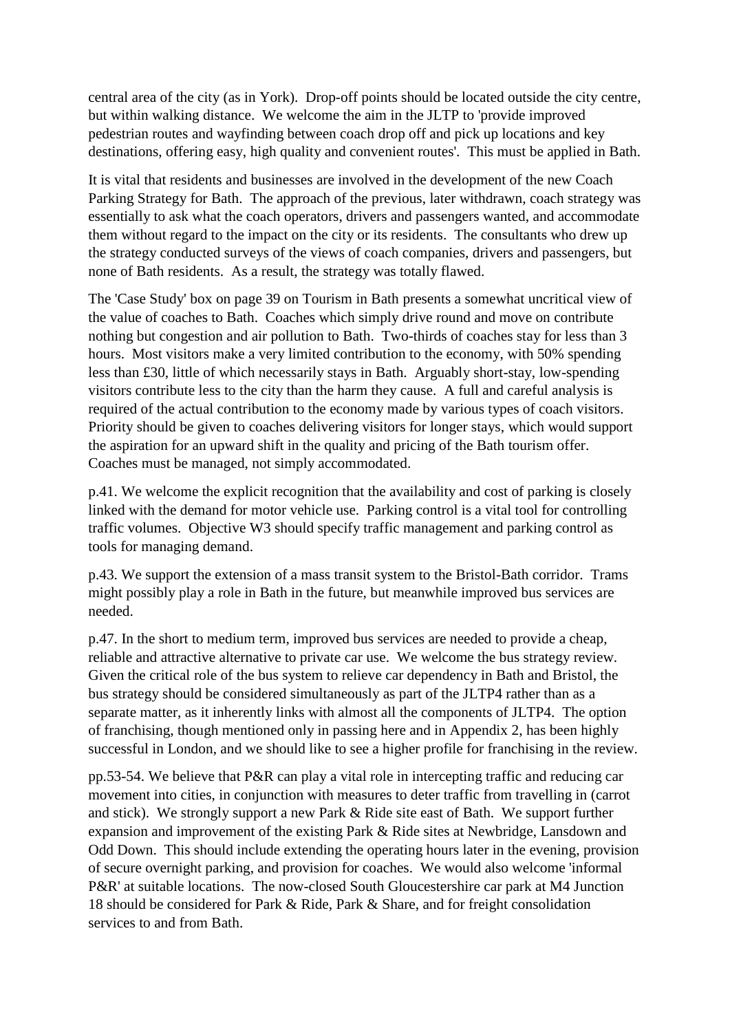central area of the city (as in York). Drop-off points should be located outside the city centre, but within walking distance. We welcome the aim in the JLTP to 'provide improved pedestrian routes and wayfinding between coach drop off and pick up locations and key destinations, offering easy, high quality and convenient routes'. This must be applied in Bath.

It is vital that residents and businesses are involved in the development of the new Coach Parking Strategy for Bath. The approach of the previous, later withdrawn, coach strategy was essentially to ask what the coach operators, drivers and passengers wanted, and accommodate them without regard to the impact on the city or its residents. The consultants who drew up the strategy conducted surveys of the views of coach companies, drivers and passengers, but none of Bath residents. As a result, the strategy was totally flawed.

The 'Case Study' box on page 39 on Tourism in Bath presents a somewhat uncritical view of the value of coaches to Bath. Coaches which simply drive round and move on contribute nothing but congestion and air pollution to Bath. Two-thirds of coaches stay for less than 3 hours. Most visitors make a very limited contribution to the economy, with 50% spending less than £30, little of which necessarily stays in Bath. Arguably short-stay, low-spending visitors contribute less to the city than the harm they cause. A full and careful analysis is required of the actual contribution to the economy made by various types of coach visitors. Priority should be given to coaches delivering visitors for longer stays, which would support the aspiration for an upward shift in the quality and pricing of the Bath tourism offer. Coaches must be managed, not simply accommodated.

p.41. We welcome the explicit recognition that the availability and cost of parking is closely linked with the demand for motor vehicle use. Parking control is a vital tool for controlling traffic volumes. Objective W3 should specify traffic management and parking control as tools for managing demand.

p.43. We support the extension of a mass transit system to the Bristol-Bath corridor. Trams might possibly play a role in Bath in the future, but meanwhile improved bus services are needed.

p.47. In the short to medium term, improved bus services are needed to provide a cheap, reliable and attractive alternative to private car use. We welcome the bus strategy review. Given the critical role of the bus system to relieve car dependency in Bath and Bristol, the bus strategy should be considered simultaneously as part of the JLTP4 rather than as a separate matter, as it inherently links with almost all the components of JLTP4. The option of franchising, though mentioned only in passing here and in Appendix 2, has been highly successful in London, and we should like to see a higher profile for franchising in the review.

pp.53-54. We believe that P&R can play a vital role in intercepting traffic and reducing car movement into cities, in conjunction with measures to deter traffic from travelling in (carrot and stick). We strongly support a new Park & Ride site east of Bath. We support further expansion and improvement of the existing Park & Ride sites at Newbridge, Lansdown and Odd Down. This should include extending the operating hours later in the evening, provision of secure overnight parking, and provision for coaches. We would also welcome 'informal P&R' at suitable locations. The now-closed South Gloucestershire car park at M4 Junction 18 should be considered for Park & Ride, Park & Share, and for freight consolidation services to and from Bath.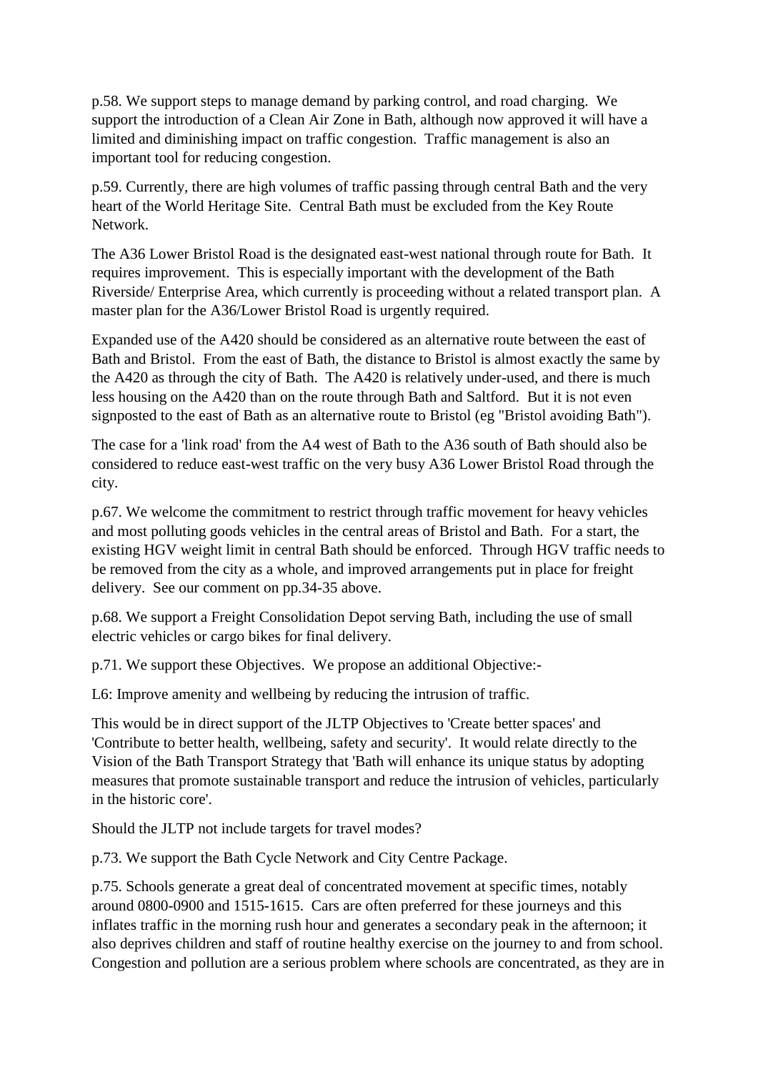p.58. We support steps to manage demand by parking control, and road charging. We support the introduction of a Clean Air Zone in Bath, although now approved it will have a limited and diminishing impact on traffic congestion. Traffic management is also an important tool for reducing congestion.

p.59. Currently, there are high volumes of traffic passing through central Bath and the very heart of the World Heritage Site. Central Bath must be excluded from the Key Route Network.

The A36 Lower Bristol Road is the designated east-west national through route for Bath. It requires improvement. This is especially important with the development of the Bath Riverside/ Enterprise Area, which currently is proceeding without a related transport plan. A master plan for the A36/Lower Bristol Road is urgently required.

Expanded use of the A420 should be considered as an alternative route between the east of Bath and Bristol. From the east of Bath, the distance to Bristol is almost exactly the same by the A420 as through the city of Bath. The A420 is relatively under-used, and there is much less housing on the A420 than on the route through Bath and Saltford. But it is not even signposted to the east of Bath as an alternative route to Bristol (eg "Bristol avoiding Bath").

The case for a 'link road' from the A4 west of Bath to the A36 south of Bath should also be considered to reduce east-west traffic on the very busy A36 Lower Bristol Road through the city.

p.67. We welcome the commitment to restrict through traffic movement for heavy vehicles and most polluting goods vehicles in the central areas of Bristol and Bath. For a start, the existing HGV weight limit in central Bath should be enforced. Through HGV traffic needs to be removed from the city as a whole, and improved arrangements put in place for freight delivery. See our comment on pp.34-35 above.

p.68. We support a Freight Consolidation Depot serving Bath, including the use of small electric vehicles or cargo bikes for final delivery.

p.71. We support these Objectives. We propose an additional Objective:-

L6: Improve amenity and wellbeing by reducing the intrusion of traffic.

This would be in direct support of the JLTP Objectives to 'Create better spaces' and 'Contribute to better health, wellbeing, safety and security'. It would relate directly to the Vision of the Bath Transport Strategy that 'Bath will enhance its unique status by adopting measures that promote sustainable transport and reduce the intrusion of vehicles, particularly in the historic core'.

Should the JLTP not include targets for travel modes?

p.73. We support the Bath Cycle Network and City Centre Package.

p.75. Schools generate a great deal of concentrated movement at specific times, notably around 0800-0900 and 1515-1615. Cars are often preferred for these journeys and this inflates traffic in the morning rush hour and generates a secondary peak in the afternoon; it also deprives children and staff of routine healthy exercise on the journey to and from school. Congestion and pollution are a serious problem where schools are concentrated, as they are in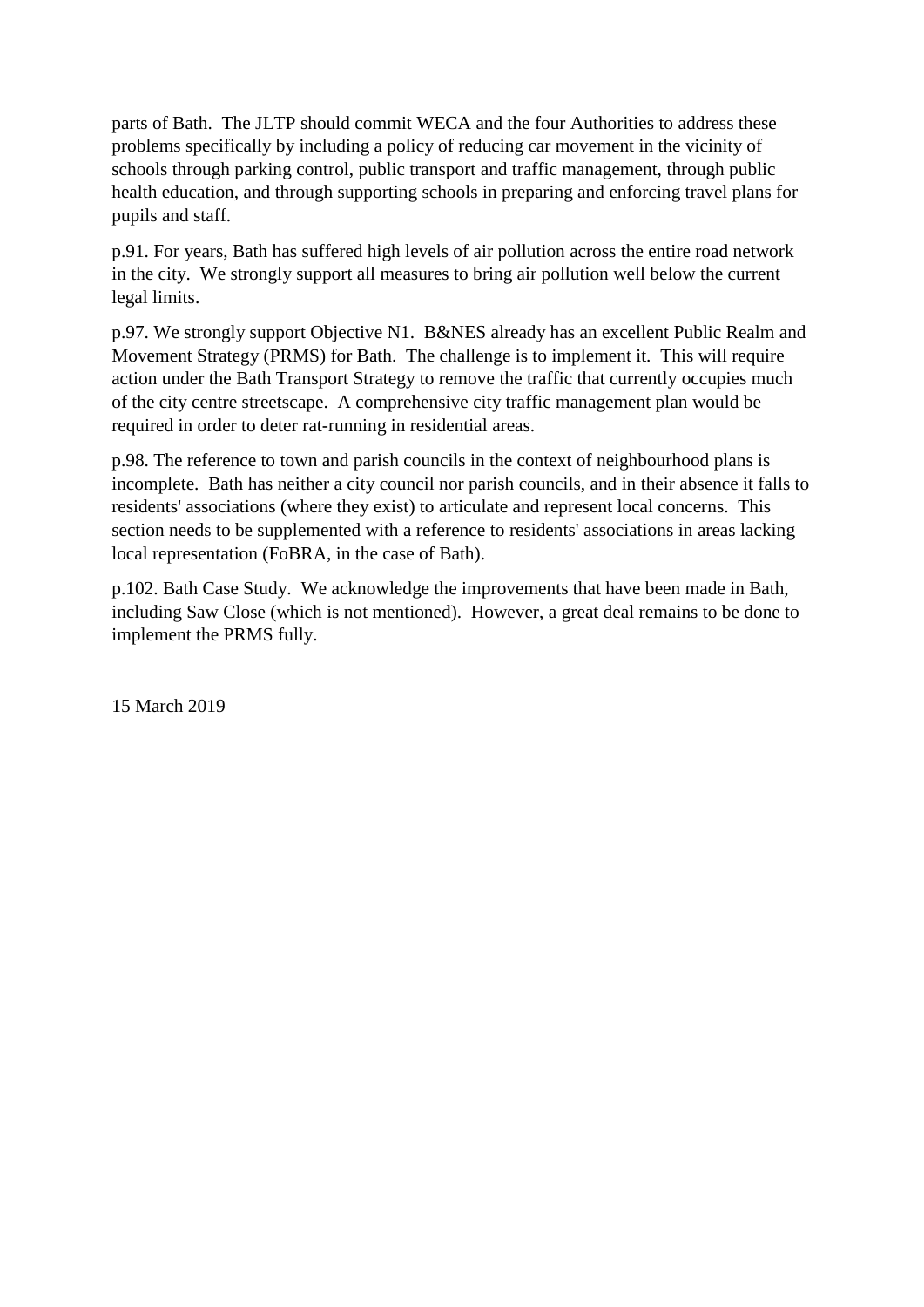parts of Bath. The JLTP should commit WECA and the four Authorities to address these problems specifically by including a policy of reducing car movement in the vicinity of schools through parking control, public transport and traffic management, through public health education, and through supporting schools in preparing and enforcing travel plans for pupils and staff.

p.91. For years, Bath has suffered high levels of air pollution across the entire road network in the city. We strongly support all measures to bring air pollution well below the current legal limits.

p.97. We strongly support Objective N1. B&NES already has an excellent Public Realm and Movement Strategy (PRMS) for Bath. The challenge is to implement it. This will require action under the Bath Transport Strategy to remove the traffic that currently occupies much of the city centre streetscape. A comprehensive city traffic management plan would be required in order to deter rat-running in residential areas.

p.98. The reference to town and parish councils in the context of neighbourhood plans is incomplete. Bath has neither a city council nor parish councils, and in their absence it falls to residents' associations (where they exist) to articulate and represent local concerns. This section needs to be supplemented with a reference to residents' associations in areas lacking local representation (FoBRA, in the case of Bath).

p.102. Bath Case Study. We acknowledge the improvements that have been made in Bath, including Saw Close (which is not mentioned). However, a great deal remains to be done to implement the PRMS fully.

15 March 2019